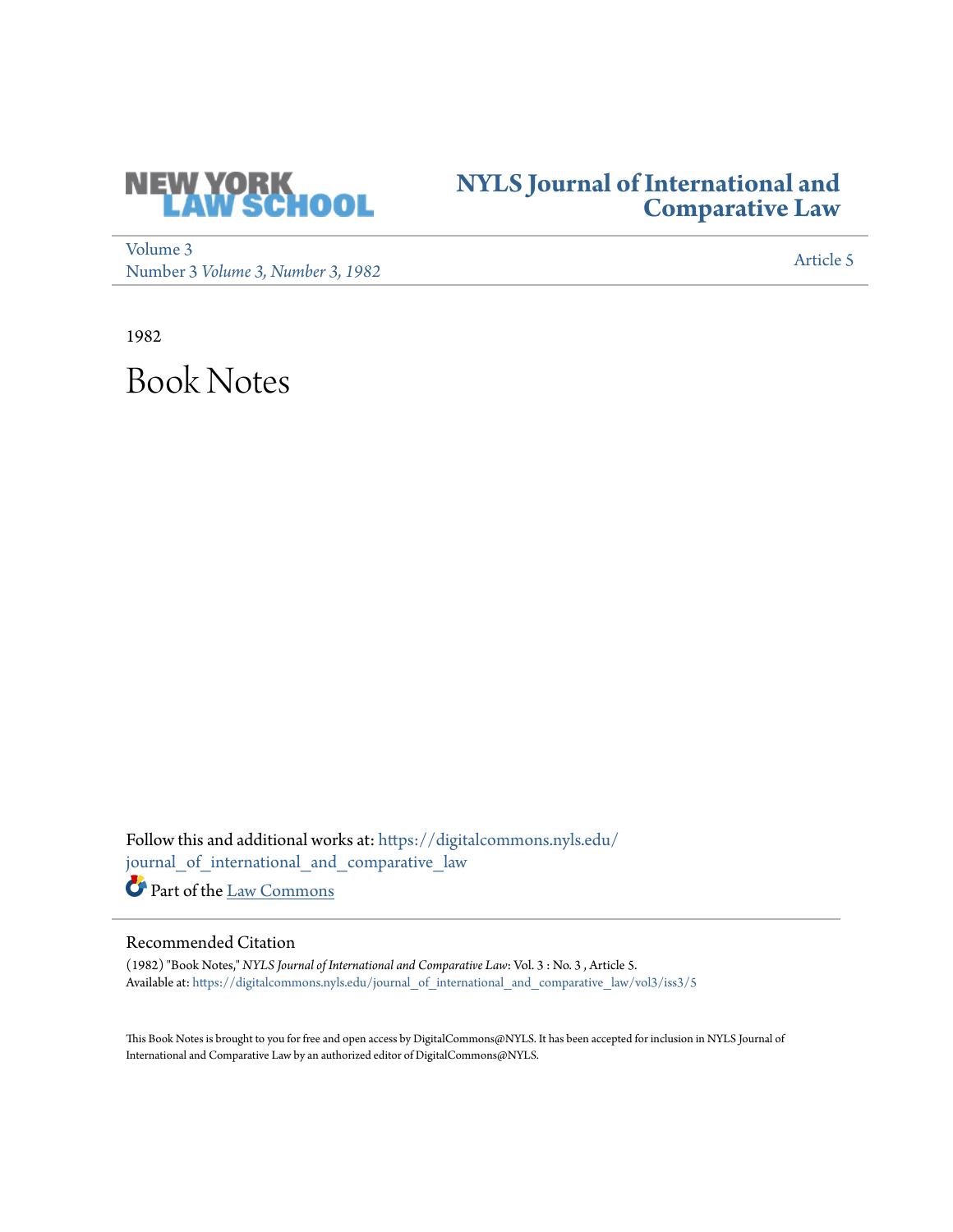# NYLS Journal of International and Comparative Law

Volume 3
Number 3 *Volume 3, Number 3, 1982*

Article 5

1982

# Book Notes

Follow this and additional works at: https://digitalcommons.nyls.edu/journal_of_international_and_comparative_law

Part of the Law Commons

## Recommended Citation

(1982) "Book Notes," *NYLS Journal of International and Comparative Law*: Vol. 3 : No. 3 , Article 5.
Available at: https://digitalcommons.nyls.edu/journal_of_international_and_comparative_law/vol3/iss3/5

This Book Notes is brought to you for free and open access by DigitalCommons@NYLS. It has been accepted for inclusion in NYLS Journal of International and Comparative Law by an authorized editor of DigitalCommons@NYLS.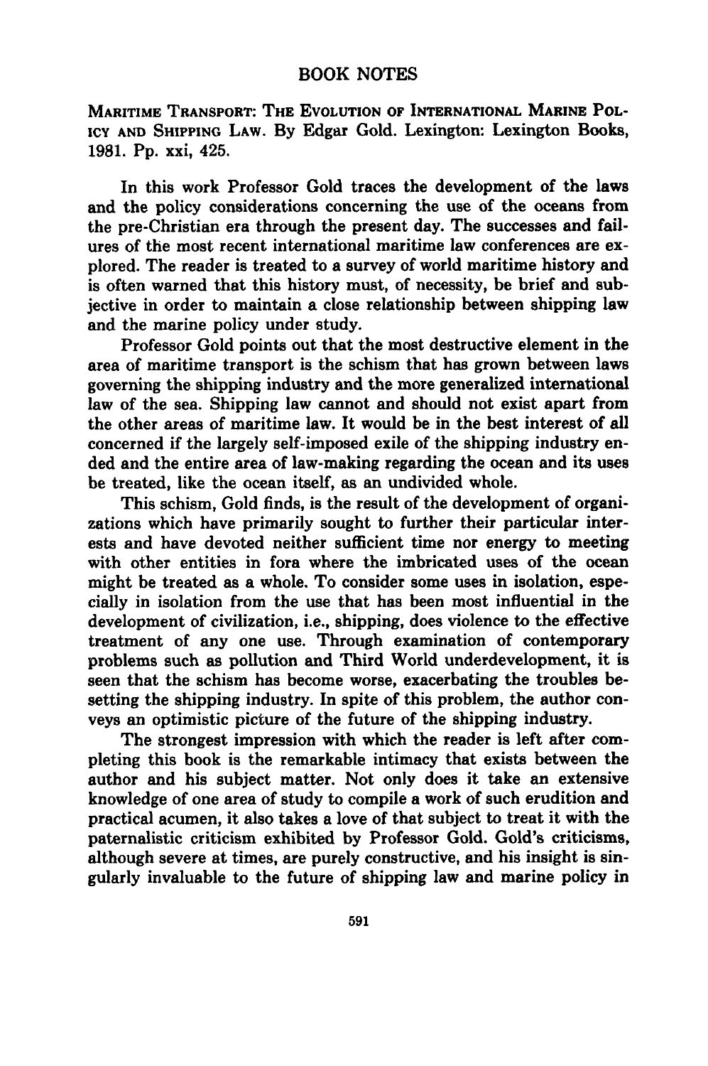# BOOK NOTES

MARITIME TRANSPORT: THE EVOLUTION OF INTERNATIONAL MARINE POLICY AND SHIPPING LAW. By Edgar Gold. Lexington: Lexington Books, 1981. Pp. xxi, 425.

In this work Professor Gold traces the development of the laws and the policy considerations concerning the use of the oceans from the pre-Christian era through the present day. The successes and failures of the most recent international maritime law conferences are explored. The reader is treated to a survey of world maritime history and is often warned that this history must, of necessity, be brief and subjective in order to maintain a close relationship between shipping law and the marine policy under study.

Professor Gold points out that the most destructive element in the area of maritime transport is the schism that has grown between laws governing the shipping industry and the more generalized international law of the sea. Shipping law cannot and should not exist apart from the other areas of maritime law. It would be in the best interest of all concerned if the largely self-imposed exile of the shipping industry ended and the entire area of law-making regarding the ocean and its uses be treated, like the ocean itself, as an undivided whole.

This schism, Gold finds, is the result of the development of organizations which have primarily sought to further their particular interests and have devoted neither sufficient time nor energy to meeting with other entities in fora where the imbricated uses of the ocean might be treated as a whole. To consider some uses in isolation, especially in isolation from the use that has been most influential in the development of civilization, i.e., shipping, does violence to the effective treatment of any one use. Through examination of contemporary problems such as pollution and Third World underdevelopment, it is seen that the schism has become worse, exacerbating the troubles besetting the shipping industry. In spite of this problem, the author conveys an optimistic picture of the future of the shipping industry.

The strongest impression with which the reader is left after completing this book is the remarkable intimacy that exists between the author and his subject matter. Not only does it take an extensive knowledge of one area of study to compile a work of such erudition and practical acumen, it also takes a love of that subject to treat it with the paternalistic criticism exhibited by Professor Gold. Gold's criticisms, although severe at times, are purely constructive, and his insight is singularly invaluable to the future of shipping law and marine policy in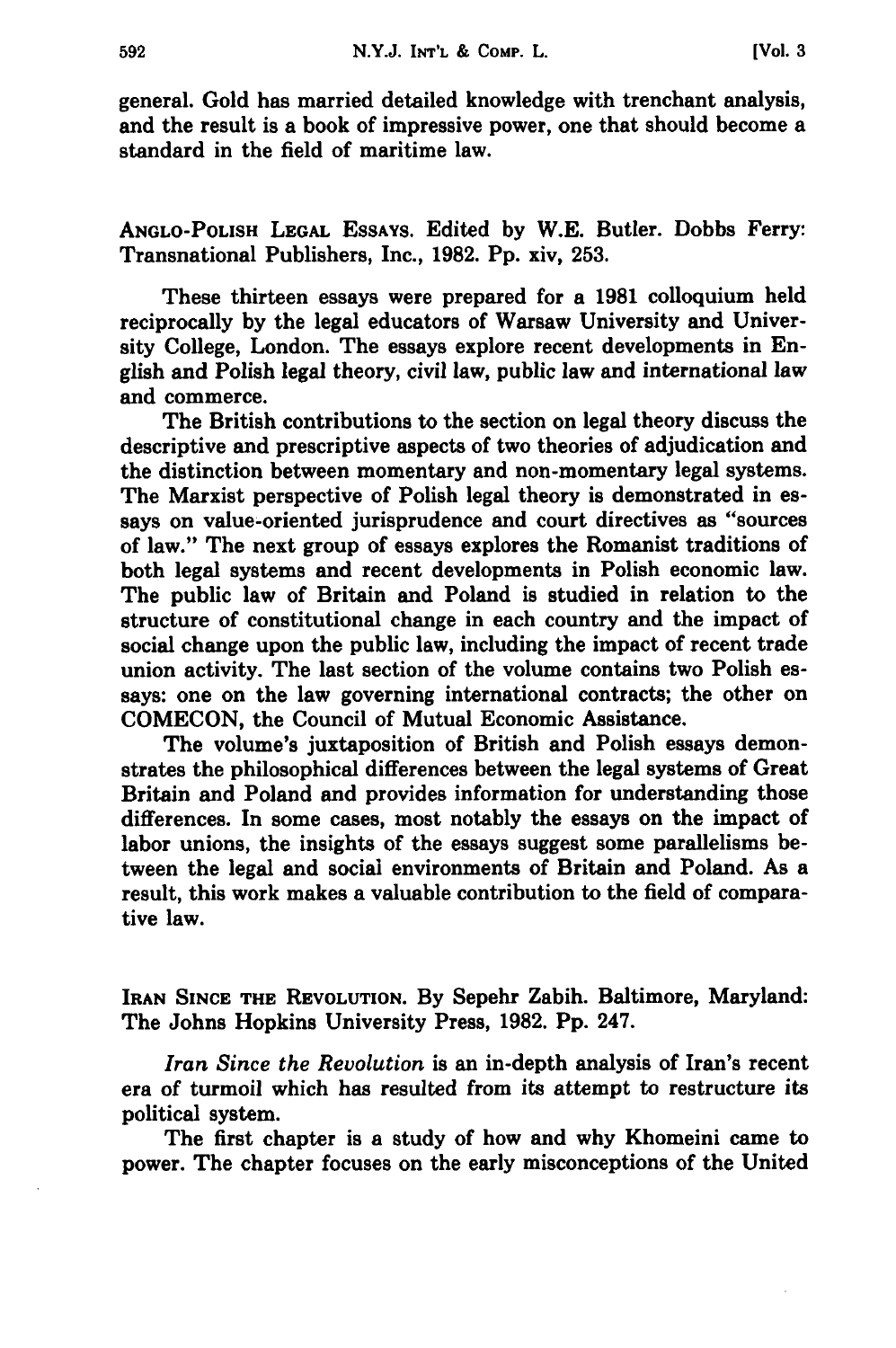general. Gold has married detailed knowledge with trenchant analysis, and the result is a book of impressive power, one that should become a standard in the field of maritime law.

ANGLO-POLISH LEGAL ESSAYS. Edited by W.E. Butler. Dobbs Ferry: Transnational Publishers, Inc., 1982. Pp. xiv, 253.

These thirteen essays were prepared for a 1981 colloquium held reciprocally by the legal educators of Warsaw University and University College, London. The essays explore recent developments in English and Polish legal theory, civil law, public law and international law and commerce.

The British contributions to the section on legal theory discuss the descriptive and prescriptive aspects of two theories of adjudication and the distinction between momentary and non-momentary legal systems. The Marxist perspective of Polish legal theory is demonstrated in essays on value-oriented jurisprudence and court directives as "sources of law." The next group of essays explores the Romanist traditions of both legal systems and recent developments in Polish economic law. The public law of Britain and Poland is studied in relation to the structure of constitutional change in each country and the impact of social change upon the public law, including the impact of recent trade union activity. The last section of the volume contains two Polish essays: one on the law governing international contracts; the other on COMECON, the Council of Mutual Economic Assistance.

The volume's juxtaposition of British and Polish essays demonstrates the philosophical differences between the legal systems of Great Britain and Poland and provides information for understanding those differences. In some cases, most notably the essays on the impact of labor unions, the insights of the essays suggest some parallelisms between the legal and social environments of Britain and Poland. As a result, this work makes a valuable contribution to the field of comparative law.

IRAN SINCE THE REVOLUTION. By Sepehr Zabih. Baltimore, Maryland: The Johns Hopkins University Press, 1982. Pp. 247.

*Iran Since the Revolution* is an in-depth analysis of Iran's recent era of turmoil which has resulted from its attempt to restructure its political system.

The first chapter is a study of how and why Khomeini came to power. The chapter focuses on the early misconceptions of the United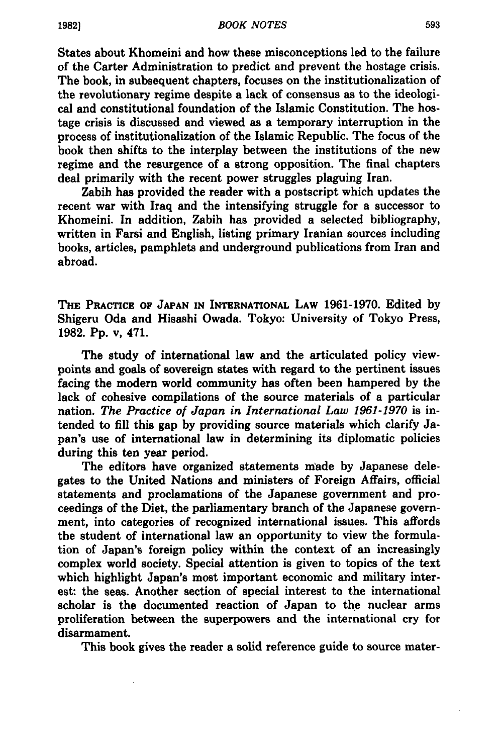States about Khomeini and how these misconceptions led to the failure of the Carter Administration to predict and prevent the hostage crisis. The book, in subsequent chapters, focuses on the institutionalization of the revolutionary regime despite a lack of consensus as to the ideological and constitutional foundation of the Islamic Constitution. The hostage crisis is discussed and viewed as a temporary interruption in the process of institutionalization of the Islamic Republic. The focus of the book then shifts to the interplay between the institutions of the new regime and the resurgence of a strong opposition. The final chapters deal primarily with the recent power struggles plaguing Iran.

Zabih has provided the reader with a postscript which updates the recent war with Iraq and the intensifying struggle for a successor to Khomeini. In addition, Zabih has provided a selected bibliography, written in Farsi and English, listing primary Iranian sources including books, articles, pamphlets and underground publications from Iran and abroad.

THE PRACTICE OF JAPAN IN INTERNATIONAL LAW 1961-1970. Edited by Shigeru Oda and Hisashi Owada. Tokyo: University of Tokyo Press, 1982. Pp. v, 471.

The study of international law and the articulated policy viewpoints and goals of sovereign states with regard to the pertinent issues facing the modern world community has often been hampered by the lack of cohesive compilations of the source materials of a particular nation. *The Practice of Japan in International Law 1961-1970* is intended to fill this gap by providing source materials which clarify Japan's use of international law in determining its diplomatic policies during this ten year period.

The editors have organized statements made by Japanese delegates to the United Nations and ministers of Foreign Affairs, official statements and proclamations of the Japanese government and proceedings of the Diet, the parliamentary branch of the Japanese government, into categories of recognized international issues. This affords the student of international law an opportunity to view the formulation of Japan's foreign policy within the context of an increasingly complex world society. Special attention is given to topics of the text which highlight Japan's most important economic and military interest: the seas. Another section of special interest to the international scholar is the documented reaction of Japan to the nuclear arms proliferation between the superpowers and the international cry for disarmament.

This book gives the reader a solid reference guide to source mater-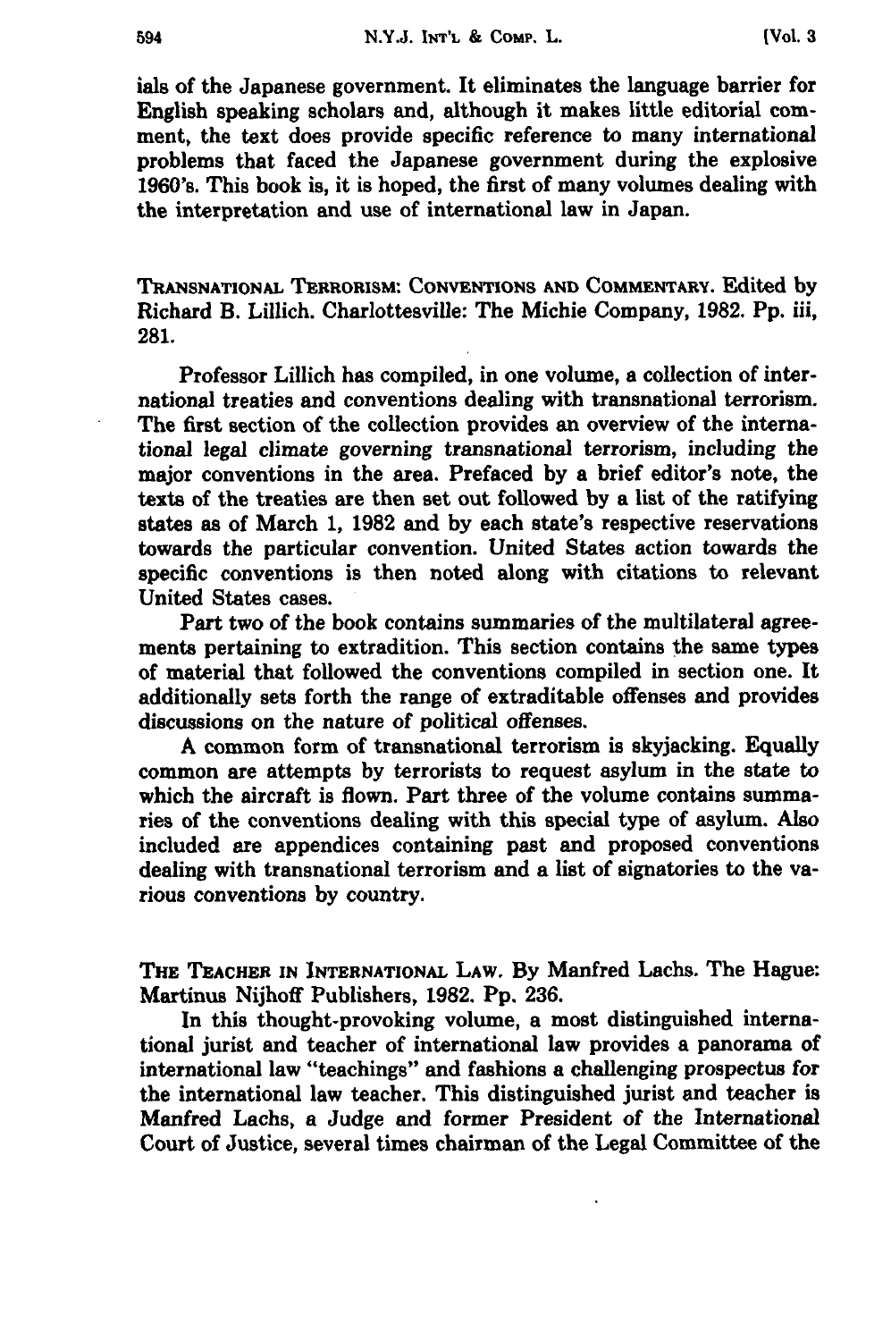ials of the Japanese government. It eliminates the language barrier for English speaking scholars and, although it makes little editorial comment, the text does provide specific reference to many international problems that faced the Japanese government during the explosive 1960's. This book is, it is hoped, the first of many volumes dealing with the interpretation and use of international law in Japan.

TRANSNATIONAL TERRORISM: CONVENTIONS AND COMMENTARY. Edited by Richard B. Lillich. Charlottesville: The Michie Company, 1982. Pp. iii, 281.

Professor Lillich has compiled, in one volume, a collection of international treaties and conventions dealing with transnational terrorism. The first section of the collection provides an overview of the international legal climate governing transnational terrorism, including the major conventions in the area. Prefaced by a brief editor's note, the texts of the treaties are then set out followed by a list of the ratifying states as of March 1, 1982 and by each state's respective reservations towards the particular convention. United States action towards the specific conventions is then noted along with citations to relevant United States cases.

Part two of the book contains summaries of the multilateral agreements pertaining to extradition. This section contains the same types of material that followed the conventions compiled in section one. It additionally sets forth the range of extraditable offenses and provides discussions on the nature of political offenses.

A common form of transnational terrorism is skyjacking. Equally common are attempts by terrorists to request asylum in the state to which the aircraft is flown. Part three of the volume contains summaries of the conventions dealing with this special type of asylum. Also included are appendices containing past and proposed conventions dealing with transnational terrorism and a list of signatories to the various conventions by country.

THE TEACHER IN INTERNATIONAL LAW. By Manfred Lachs. The Hague: Martinus Nijhoff Publishers, 1982. Pp. 236.

In this thought-provoking volume, a most distinguished international jurist and teacher of international law provides a panorama of international law "teachings" and fashions a challenging prospectus for the international law teacher. This distinguished jurist and teacher is Manfred Lachs, a Judge and former President of the International Court of Justice, several times chairman of the Legal Committee of the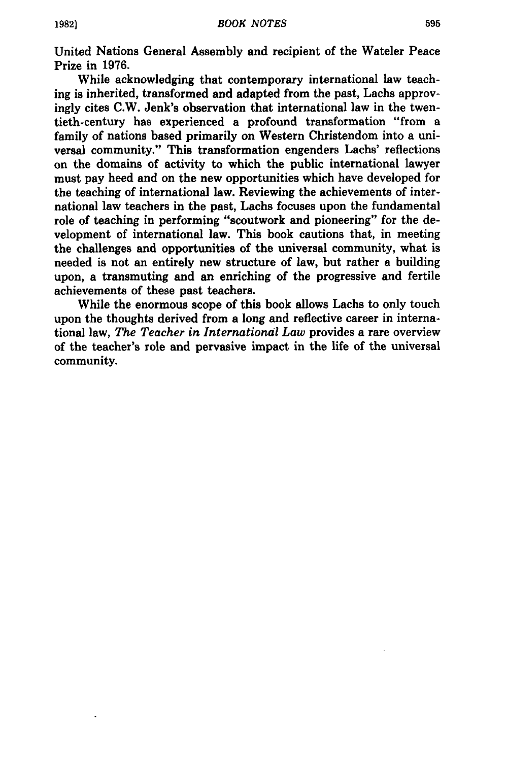United Nations General Assembly and recipient of the Wateler Peace Prize in 1976.

While acknowledging that contemporary international law teaching is inherited, transformed and adapted from the past, Lachs approvingly cites C.W. Jenk's observation that international law in the twentieth-century has experienced a profound transformation "from a family of nations based primarily on Western Christendom into a universal community." This transformation engenders Lachs' reflections on the domains of activity to which the public international lawyer must pay heed and on the new opportunities which have developed for the teaching of international law. Reviewing the achievements of international law teachers in the past, Lachs focuses upon the fundamental role of teaching in performing "scoutwork and pioneering" for the development of international law. This book cautions that, in meeting the challenges and opportunities of the universal community, what is needed is not an entirely new structure of law, but rather a building upon, a transmuting and an enriching of the progressive and fertile achievements of these past teachers.

While the enormous scope of this book allows Lachs to only touch upon the thoughts derived from a long and reflective career in international law, *The Teacher in International Law* provides a rare overview of the teacher's role and pervasive impact in the life of the universal community.